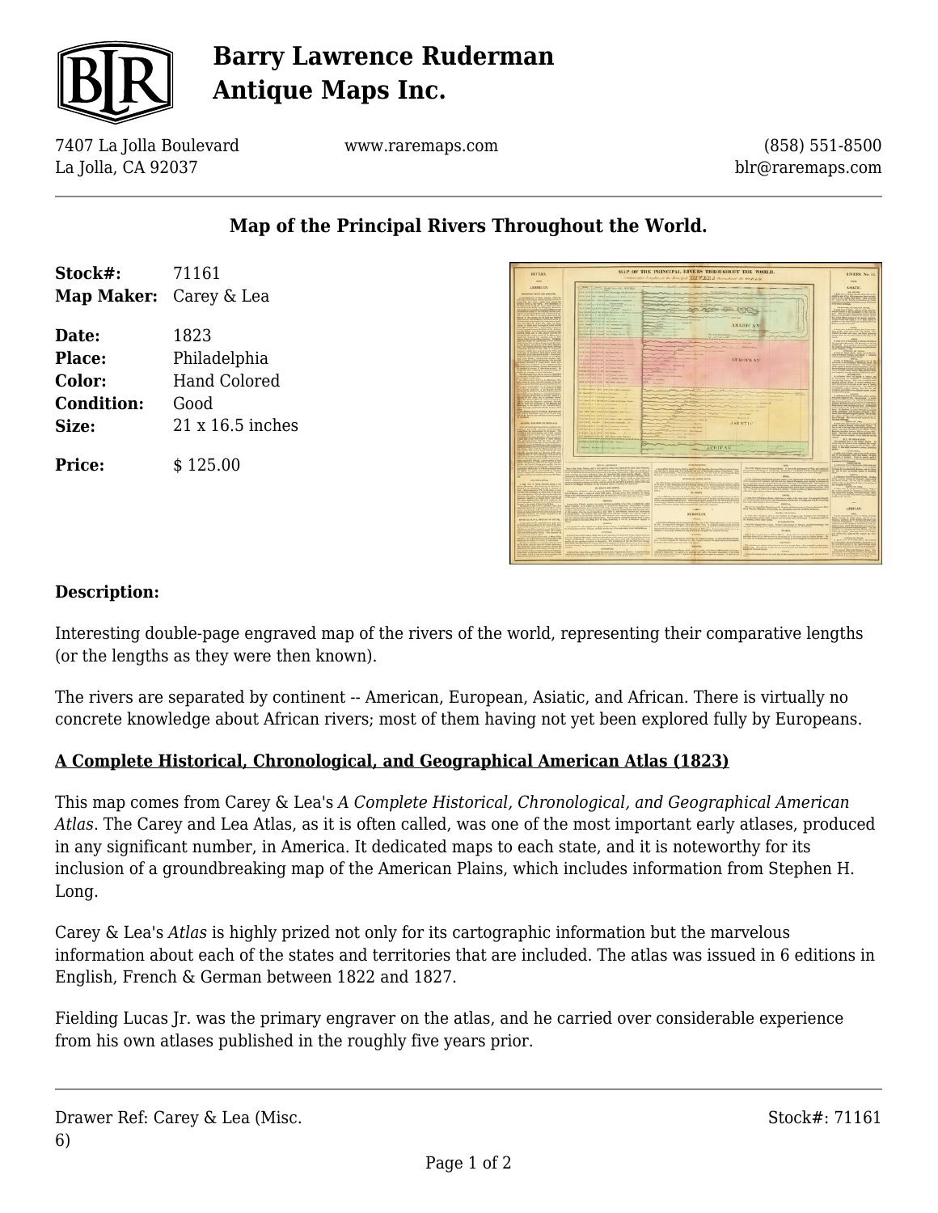# Barry Lawrence Ruderman Antique Maps Inc.

7407 La Jolla Boulevard
La Jolla, CA 92037

www.raremaps.com

(858) 551-8500
blr@raremaps.com

## Map of the Principal Rivers Throughout the World.

**Stock#:** 71161
**Map Maker:** Carey & Lea

**Date:** 1823
**Place:** Philadelphia
**Color:** Hand Colored
**Condition:** Good
**Size:** 21 x 16.5 inches

**Price:** $ 125.00

### Description:

Interesting double-page engraved map of the rivers of the world, representing their comparative lengths (or the lengths as they were then known).

The rivers are separated by continent -- American, European, Asiatic, and African. There is virtually no concrete knowledge about African rivers; most of them having not yet been explored fully by Europeans.

### A Complete Historical, Chronological, and Geographical American Atlas (1823)

This map comes from Carey & Lea's *A Complete Historical, Chronological, and Geographical American Atlas*. The Carey and Lea Atlas, as it is often called, was one of the most important early atlases, produced in any significant number, in America. It dedicated maps to each state, and it is noteworthy for its inclusion of a groundbreaking map of the American Plains, which includes information from Stephen H. Long.

Carey & Lea's *Atlas* is highly prized not only for its cartographic information but the marvelous information about each of the states and territories that are included. The atlas was issued in 6 editions in English, French & German between 1822 and 1827.

Fielding Lucas Jr. was the primary engraver on the atlas, and he carried over considerable experience from his own atlases published in the roughly five years prior.

Drawer Ref: Carey & Lea (Misc. 6)

Stock#: 71161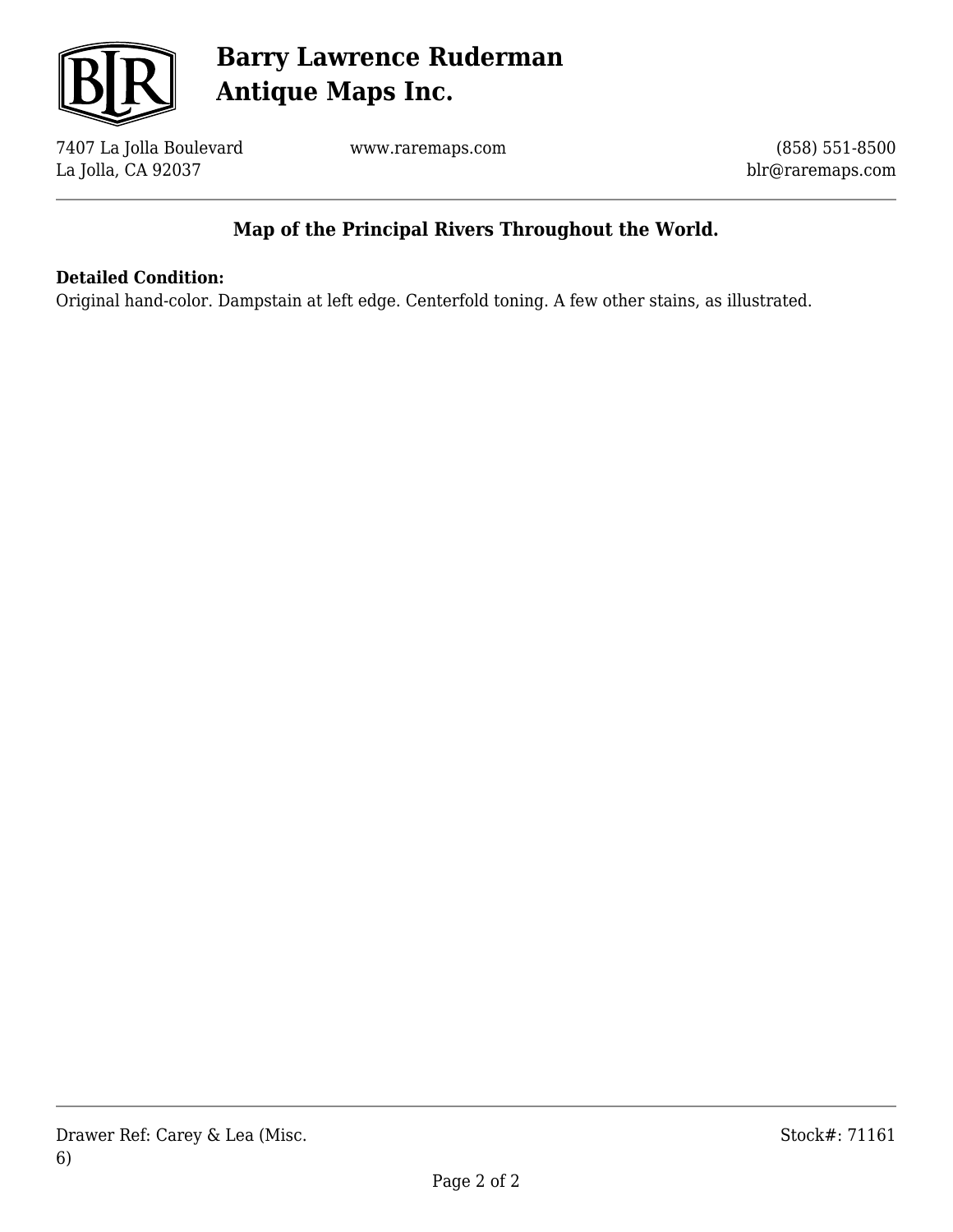## Map of the Principal Rivers Throughout the World.

**Detailed Condition:**
Original hand-color. Dampstain at left edge. Centerfold toning. A few other stains, as illustrated.